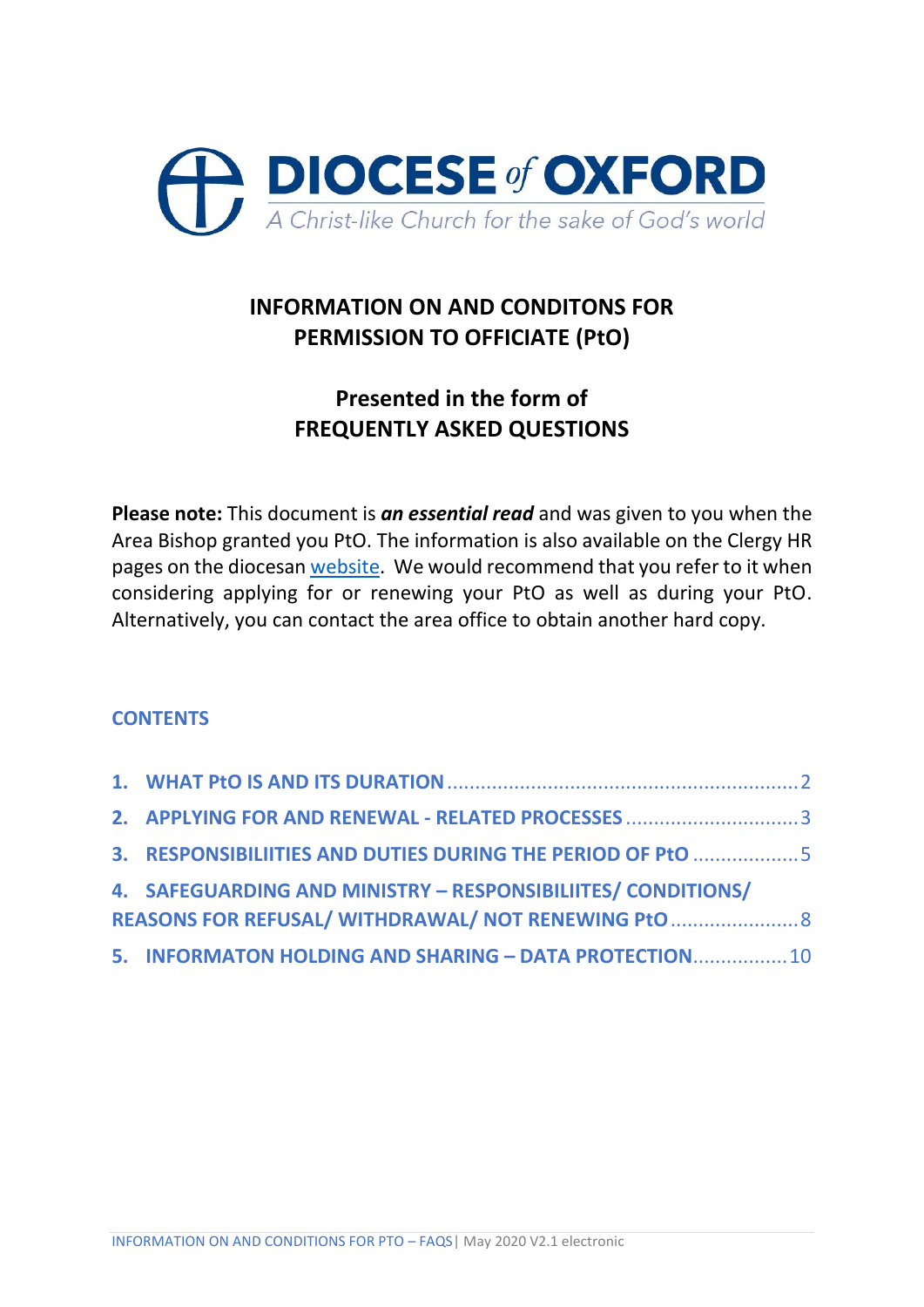**DIOCESE of OXFORD**

*A Christ-like Church for the sake of God's world*

# INFORMATION ON AND CONDITONS FOR PERMISSION TO OFFICIATE (PtO)

## Presented in the form of FREQUENTLY ASKED QUESTIONS

**Please note:** This document is ***an essential read*** and was given to you when the Area Bishop granted you PtO. The information is also available on the Clergy HR pages on the diocesan website. We would recommend that you refer to it when considering applying for or renewing your PtO as well as during your PtO. Alternatively, you can contact the area office to obtain another hard copy.

### CONTENTS

1. WHAT PtO IS AND ITS DURATION .................................................. 2
2. APPLYING FOR AND RENEWAL - RELATED PROCESSES ........................... 3
3. RESPONSIBILIITIES AND DUTIES DURING THE PERIOD OF PtO .................. 5
4. SAFEGUARDING AND MINISTRY – RESPONSIBILIITES/ CONDITIONS/ REASONS FOR REFUSAL/ WITHDRAWAL/ NOT RENEWING PtO ...................... 8
5. INFORMATON HOLDING AND SHARING – DATA PROTECTION ................ 10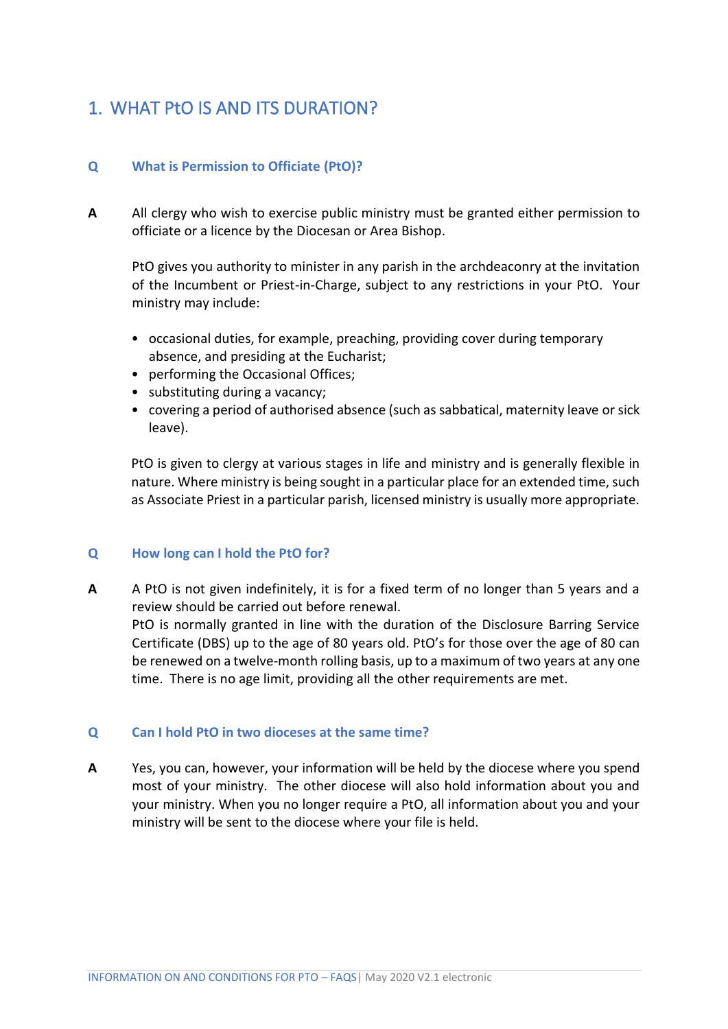## 1. WHAT PtO IS AND ITS DURATION?

**Q What is Permission to Officiate (PtO)?**

**A** All clergy who wish to exercise public ministry must be granted either permission to officiate or a licence by the Diocesan or Area Bishop.

PtO gives you authority to minister in any parish in the archdeaconry at the invitation of the Incumbent or Priest-in-Charge, subject to any restrictions in your PtO. Your ministry may include:

- occasional duties, for example, preaching, providing cover during temporary absence, and presiding at the Eucharist;
- performing the Occasional Offices;
- substituting during a vacancy;
- covering a period of authorised absence (such as sabbatical, maternity leave or sick leave).

PtO is given to clergy at various stages in life and ministry and is generally flexible in nature. Where ministry is being sought in a particular place for an extended time, such as Associate Priest in a particular parish, licensed ministry is usually more appropriate.

**Q How long can I hold the PtO for?**

**A** A PtO is not given indefinitely, it is for a fixed term of no longer than 5 years and a review should be carried out before renewal.
PtO is normally granted in line with the duration of the Disclosure Barring Service Certificate (DBS) up to the age of 80 years old. PtO's for those over the age of 80 can be renewed on a twelve-month rolling basis, up to a maximum of two years at any one time. There is no age limit, providing all the other requirements are met.

**Q Can I hold PtO in two dioceses at the same time?**

**A** Yes, you can, however, your information will be held by the diocese where you spend most of your ministry. The other diocese will also hold information about you and your ministry. When you no longer require a PtO, all information about you and your ministry will be sent to the diocese where your file is held.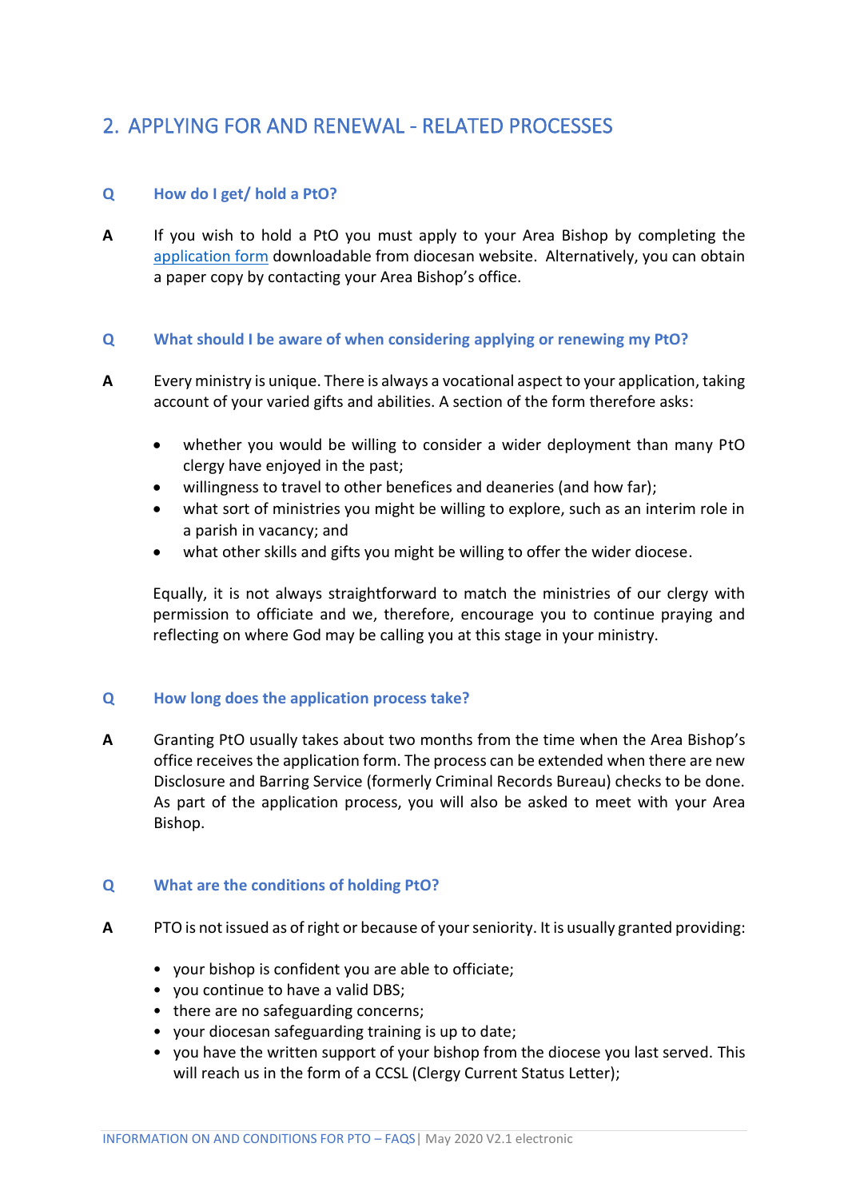## 2. APPLYING FOR AND RENEWAL - RELATED PROCESSES

**Q How do I get/ hold a PtO?**

**A** If you wish to hold a PtO you must apply to your Area Bishop by completing the [application form](application form) downloadable from diocesan website. Alternatively, you can obtain a paper copy by contacting your Area Bishop's office.

**Q What should I be aware of when considering applying or renewing my PtO?**

**A** Every ministry is unique. There is always a vocational aspect to your application, taking account of your varied gifts and abilities. A section of the form therefore asks:

- whether you would be willing to consider a wider deployment than many PtO clergy have enjoyed in the past;
- willingness to travel to other benefices and deaneries (and how far);
- what sort of ministries you might be willing to explore, such as an interim role in a parish in vacancy; and
- what other skills and gifts you might be willing to offer the wider diocese.

Equally, it is not always straightforward to match the ministries of our clergy with permission to officiate and we, therefore, encourage you to continue praying and reflecting on where God may be calling you at this stage in your ministry.

**Q How long does the application process take?**

**A** Granting PtO usually takes about two months from the time when the Area Bishop's office receives the application form. The process can be extended when there are new Disclosure and Barring Service (formerly Criminal Records Bureau) checks to be done. As part of the application process, you will also be asked to meet with your Area Bishop.

**Q What are the conditions of holding PtO?**

**A** PTO is not issued as of right or because of your seniority. It is usually granted providing:

- your bishop is confident you are able to officiate;
- you continue to have a valid DBS;
- there are no safeguarding concerns;
- your diocesan safeguarding training is up to date;
- you have the written support of your bishop from the diocese you last served. This will reach us in the form of a CCSL (Clergy Current Status Letter);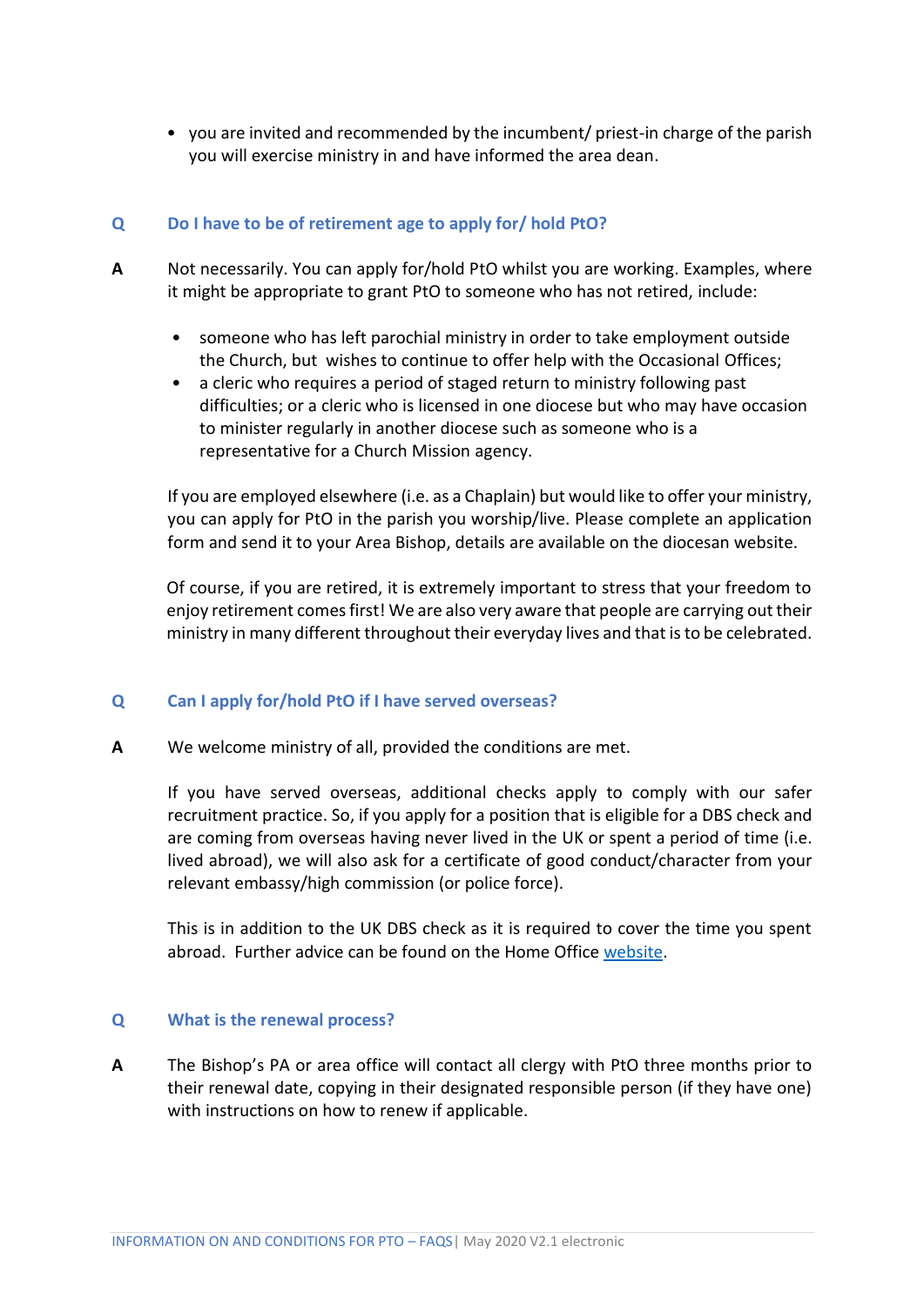- you are invited and recommended by the incumbent/ priest-in charge of the parish you will exercise ministry in and have informed the area dean.

**Q Do I have to be of retirement age to apply for/ hold PtO?**

**A** Not necessarily. You can apply for/hold PtO whilst you are working. Examples, where it might be appropriate to grant PtO to someone who has not retired, include:

- someone who has left parochial ministry in order to take employment outside the Church, but wishes to continue to offer help with the Occasional Offices;
- a cleric who requires a period of staged return to ministry following past difficulties; or a cleric who is licensed in one diocese but who may have occasion to minister regularly in another diocese such as someone who is a representative for a Church Mission agency.

If you are employed elsewhere (i.e. as a Chaplain) but would like to offer your ministry, you can apply for PtO in the parish you worship/live. Please complete an application form and send it to your Area Bishop, details are available on the diocesan website.

Of course, if you are retired, it is extremely important to stress that your freedom to enjoy retirement comes first! We are also very aware that people are carrying out their ministry in many different throughout their everyday lives and that is to be celebrated.

**Q Can I apply for/hold PtO if I have served overseas?**

**A** We welcome ministry of all, provided the conditions are met.

If you have served overseas, additional checks apply to comply with our safer recruitment practice. So, if you apply for a position that is eligible for a DBS check and are coming from overseas having never lived in the UK or spent a period of time (i.e. lived abroad), we will also ask for a certificate of good conduct/character from your relevant embassy/high commission (or police force).

This is in addition to the UK DBS check as it is required to cover the time you spent abroad. Further advice can be found on the Home Office website.

**Q What is the renewal process?**

**A** The Bishop's PA or area office will contact all clergy with PtO three months prior to their renewal date, copying in their designated responsible person (if they have one) with instructions on how to renew if applicable.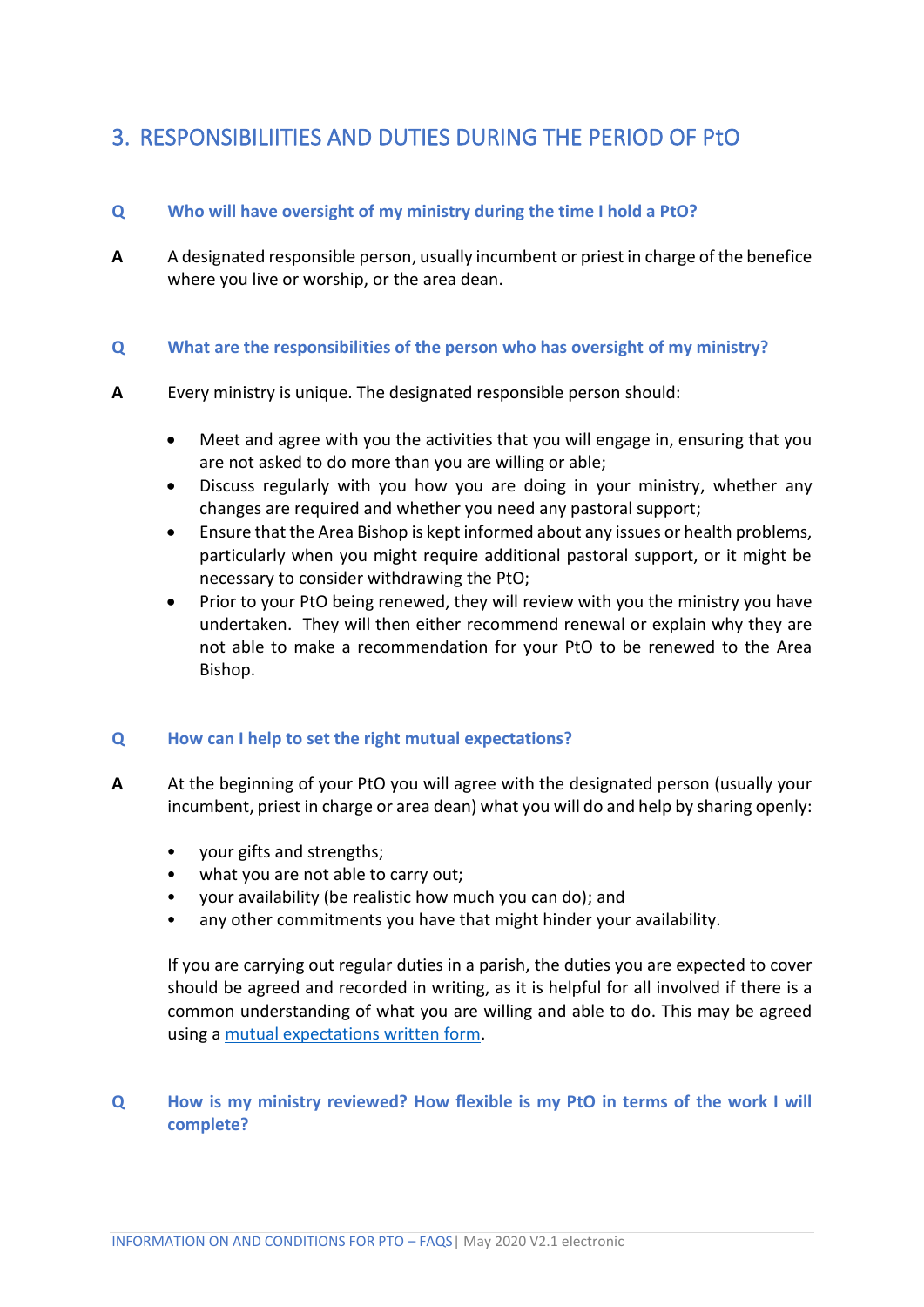## 3. RESPONSIBILIITIES AND DUTIES DURING THE PERIOD OF PtO

**Q** **Who will have oversight of my ministry during the time I hold a PtO?**

**A** A designated responsible person, usually incumbent or priest in charge of the benefice where you live or worship, or the area dean.

**Q** **What are the responsibilities of the person who has oversight of my ministry?**

**A** Every ministry is unique. The designated responsible person should:

- Meet and agree with you the activities that you will engage in, ensuring that you are not asked to do more than you are willing or able;
- Discuss regularly with you how you are doing in your ministry, whether any changes are required and whether you need any pastoral support;
- Ensure that the Area Bishop is kept informed about any issues or health problems, particularly when you might require additional pastoral support, or it might be necessary to consider withdrawing the PtO;
- Prior to your PtO being renewed, they will review with you the ministry you have undertaken. They will then either recommend renewal or explain why they are not able to make a recommendation for your PtO to be renewed to the Area Bishop.

**Q** **How can I help to set the right mutual expectations?**

**A** At the beginning of your PtO you will agree with the designated person (usually your incumbent, priest in charge or area dean) what you will do and help by sharing openly:

- your gifts and strengths;
- what you are not able to carry out;
- your availability (be realistic how much you can do); and
- any other commitments you have that might hinder your availability.

If you are carrying out regular duties in a parish, the duties you are expected to cover should be agreed and recorded in writing, as it is helpful for all involved if there is a common understanding of what you are willing and able to do. This may be agreed using a mutual expectations written form.

**Q** **How is my ministry reviewed? How flexible is my PtO in terms of the work I will complete?**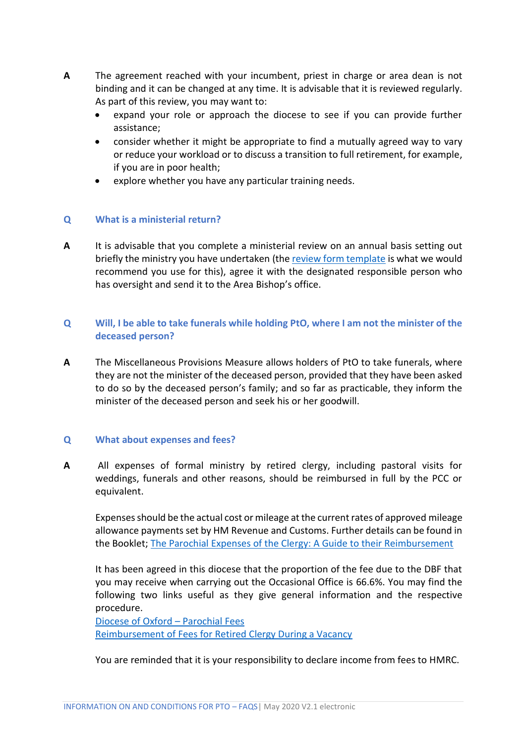**A** The agreement reached with your incumbent, priest in charge or area dean is not binding and it can be changed at any time. It is advisable that it is reviewed regularly. As part of this review, you may want to:

- expand your role or approach the diocese to see if you can provide further assistance;
- consider whether it might be appropriate to find a mutually agreed way to vary or reduce your workload or to discuss a transition to full retirement, for example, if you are in poor health;
- explore whether you have any particular training needs.

**Q** **What is a ministerial return?**

**A** It is advisable that you complete a ministerial review on an annual basis setting out briefly the ministry you have undertaken (the review form template is what we would recommend you use for this), agree it with the designated responsible person who has oversight and send it to the Area Bishop's office.

**Q** **Will, I be able to take funerals while holding PtO, where I am not the minister of the deceased person?**

**A** The Miscellaneous Provisions Measure allows holders of PtO to take funerals, where they are not the minister of the deceased person, provided that they have been asked to do so by the deceased person's family; and so far as practicable, they inform the minister of the deceased person and seek his or her goodwill.

**Q** **What about expenses and fees?**

**A** All expenses of formal ministry by retired clergy, including pastoral visits for weddings, funerals and other reasons, should be reimbursed in full by the PCC or equivalent.

Expenses should be the actual cost or mileage at the current rates of approved mileage allowance payments set by HM Revenue and Customs. Further details can be found in the Booklet; The Parochial Expenses of the Clergy: A Guide to their Reimbursement

It has been agreed in this diocese that the proportion of the fee due to the DBF that you may receive when carrying out the Occasional Office is 66.6%. You may find the following two links useful as they give general information and the respective procedure.

Diocese of Oxford – Parochial Fees
Reimbursement of Fees for Retired Clergy During a Vacancy

You are reminded that it is your responsibility to declare income from fees to HMRC.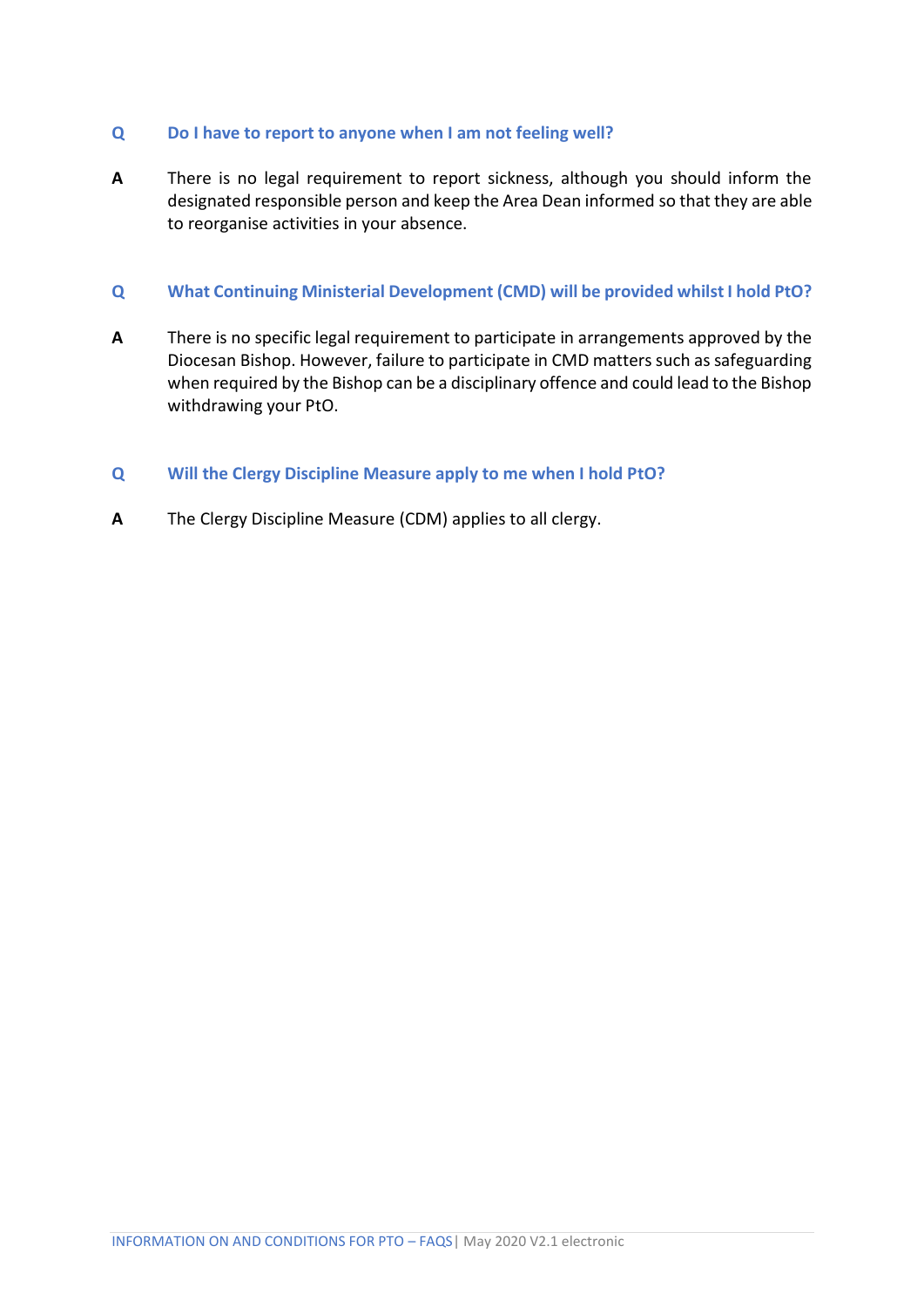**Q** **Do I have to report to anyone when I am not feeling well?**

**A** There is no legal requirement to report sickness, although you should inform the designated responsible person and keep the Area Dean informed so that they are able to reorganise activities in your absence.

**Q** **What Continuing Ministerial Development (CMD) will be provided whilst I hold PtO?**

**A** There is no specific legal requirement to participate in arrangements approved by the Diocesan Bishop. However, failure to participate in CMD matters such as safeguarding when required by the Bishop can be a disciplinary offence and could lead to the Bishop withdrawing your PtO.

**Q** **Will the Clergy Discipline Measure apply to me when I hold PtO?**

**A** The Clergy Discipline Measure (CDM) applies to all clergy.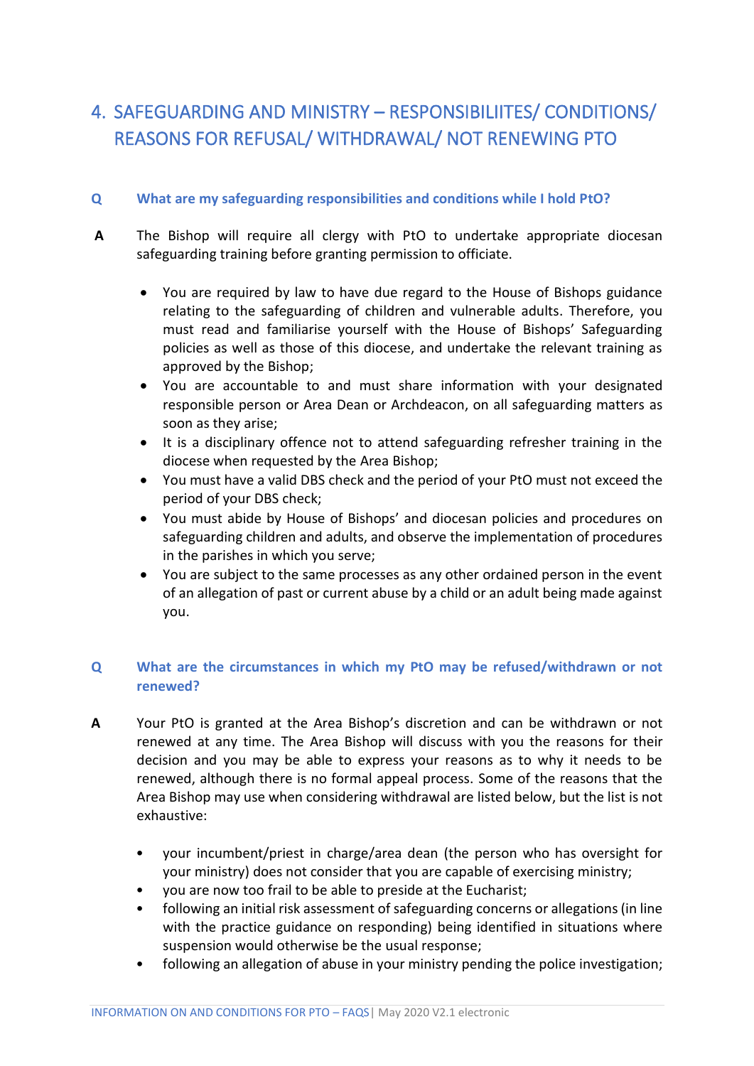# 4. SAFEGUARDING AND MINISTRY – RESPONSIBILIITES/ CONDITIONS/ REASONS FOR REFUSAL/ WITHDRAWAL/ NOT RENEWING PTO

**Q What are my safeguarding responsibilities and conditions while I hold PtO?**

**A** The Bishop will require all clergy with PtO to undertake appropriate diocesan safeguarding training before granting permission to officiate.

- You are required by law to have due regard to the House of Bishops guidance relating to the safeguarding of children and vulnerable adults. Therefore, you must read and familiarise yourself with the House of Bishops' Safeguarding policies as well as those of this diocese, and undertake the relevant training as approved by the Bishop;
- You are accountable to and must share information with your designated responsible person or Area Dean or Archdeacon, on all safeguarding matters as soon as they arise;
- It is a disciplinary offence not to attend safeguarding refresher training in the diocese when requested by the Area Bishop;
- You must have a valid DBS check and the period of your PtO must not exceed the period of your DBS check;
- You must abide by House of Bishops' and diocesan policies and procedures on safeguarding children and adults, and observe the implementation of procedures in the parishes in which you serve;
- You are subject to the same processes as any other ordained person in the event of an allegation of past or current abuse by a child or an adult being made against you.

**Q What are the circumstances in which my PtO may be refused/withdrawn or not renewed?**

**A** Your PtO is granted at the Area Bishop's discretion and can be withdrawn or not renewed at any time. The Area Bishop will discuss with you the reasons for their decision and you may be able to express your reasons as to why it needs to be renewed, although there is no formal appeal process. Some of the reasons that the Area Bishop may use when considering withdrawal are listed below, but the list is not exhaustive:

- your incumbent/priest in charge/area dean (the person who has oversight for your ministry) does not consider that you are capable of exercising ministry;
- you are now too frail to be able to preside at the Eucharist;
- following an initial risk assessment of safeguarding concerns or allegations (in line with the practice guidance on responding) being identified in situations where suspension would otherwise be the usual response;
- following an allegation of abuse in your ministry pending the police investigation;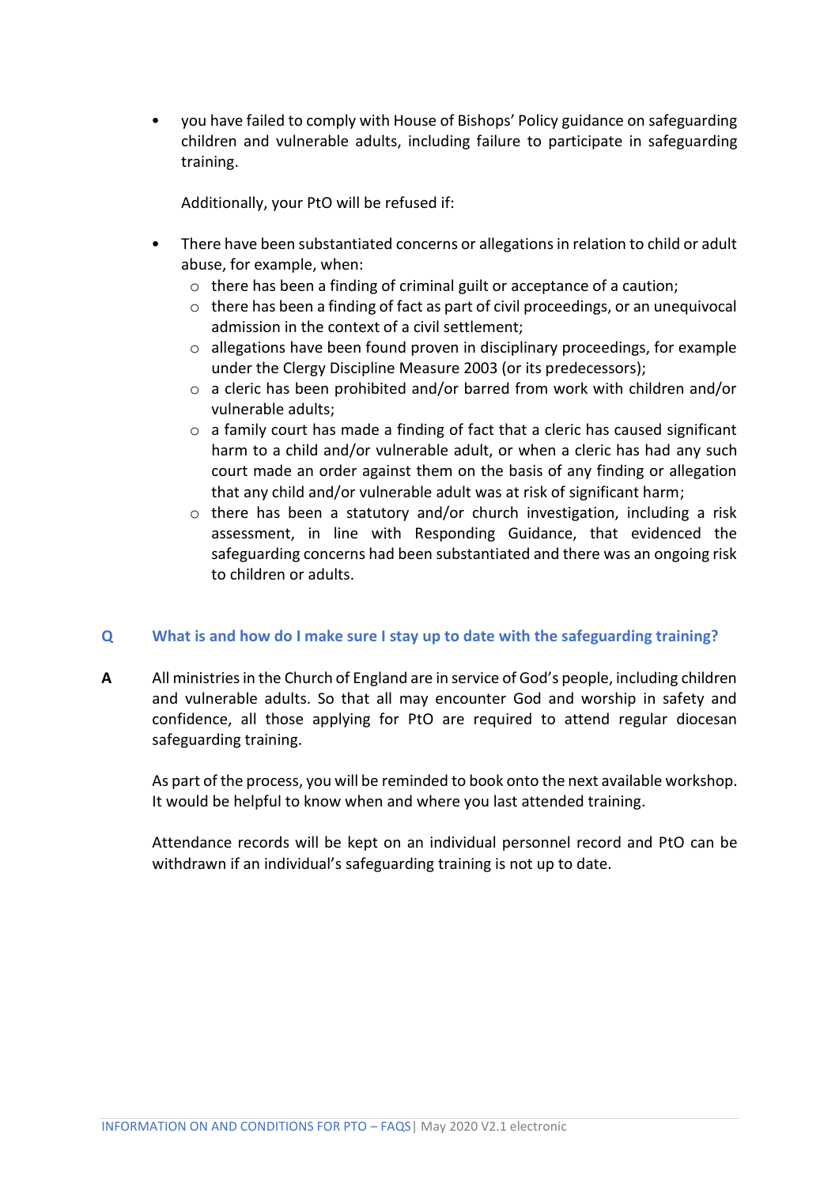- you have failed to comply with House of Bishops' Policy guidance on safeguarding children and vulnerable adults, including failure to participate in safeguarding training.

  Additionally, your PtO will be refused if:

- There have been substantiated concerns or allegations in relation to child or adult abuse, for example, when:
  - there has been a finding of criminal guilt or acceptance of a caution;
  - there has been a finding of fact as part of civil proceedings, or an unequivocal admission in the context of a civil settlement;
  - allegations have been found proven in disciplinary proceedings, for example under the Clergy Discipline Measure 2003 (or its predecessors);
  - a cleric has been prohibited and/or barred from work with children and/or vulnerable adults;
  - a family court has made a finding of fact that a cleric has caused significant harm to a child and/or vulnerable adult, or when a cleric has had any such court made an order against them on the basis of any finding or allegation that any child and/or vulnerable adult was at risk of significant harm;
  - there has been a statutory and/or church investigation, including a risk assessment, in line with Responding Guidance, that evidenced the safeguarding concerns had been substantiated and there was an ongoing risk to children or adults.

**Q What is and how do I make sure I stay up to date with the safeguarding training?**

**A** All ministries in the Church of England are in service of God's people, including children and vulnerable adults. So that all may encounter God and worship in safety and confidence, all those applying for PtO are required to attend regular diocesan safeguarding training.

As part of the process, you will be reminded to book onto the next available workshop. It would be helpful to know when and where you last attended training.

Attendance records will be kept on an individual personnel record and PtO can be withdrawn if an individual's safeguarding training is not up to date.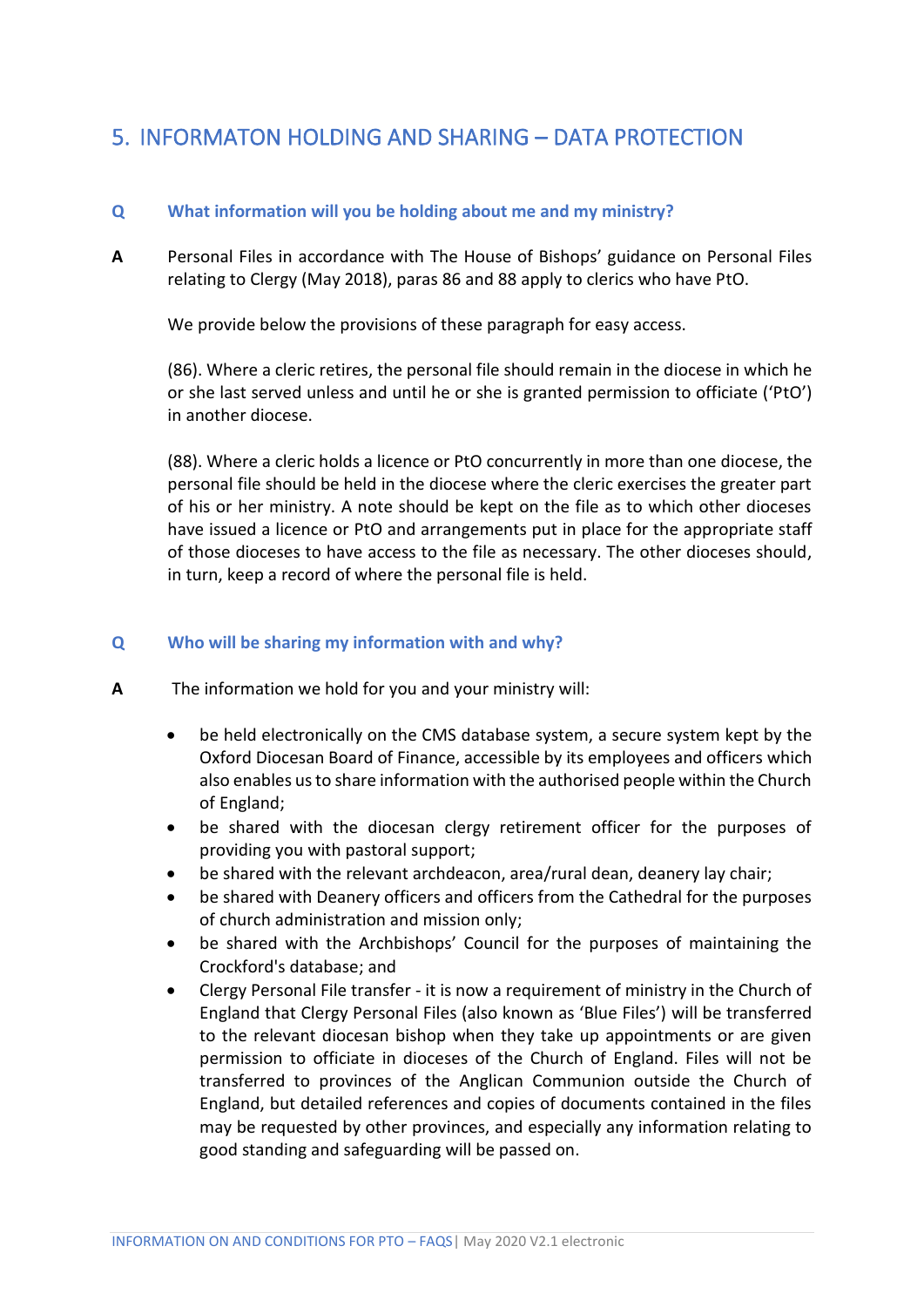## 5. INFORMATON HOLDING AND SHARING – DATA PROTECTION

**Q What information will you be holding about me and my ministry?**

**A** Personal Files in accordance with The House of Bishops' guidance on Personal Files relating to Clergy (May 2018), paras 86 and 88 apply to clerics who have PtO.

We provide below the provisions of these paragraph for easy access.

(86). Where a cleric retires, the personal file should remain in the diocese in which he or she last served unless and until he or she is granted permission to officiate ('PtO') in another diocese.

(88). Where a cleric holds a licence or PtO concurrently in more than one diocese, the personal file should be held in the diocese where the cleric exercises the greater part of his or her ministry. A note should be kept on the file as to which other dioceses have issued a licence or PtO and arrangements put in place for the appropriate staff of those dioceses to have access to the file as necessary. The other dioceses should, in turn, keep a record of where the personal file is held.

**Q Who will be sharing my information with and why?**

**A** The information we hold for you and your ministry will:

- be held electronically on the CMS database system, a secure system kept by the Oxford Diocesan Board of Finance, accessible by its employees and officers which also enables us to share information with the authorised people within the Church of England;
- be shared with the diocesan clergy retirement officer for the purposes of providing you with pastoral support;
- be shared with the relevant archdeacon, area/rural dean, deanery lay chair;
- be shared with Deanery officers and officers from the Cathedral for the purposes of church administration and mission only;
- be shared with the Archbishops' Council for the purposes of maintaining the Crockford's database; and
- Clergy Personal File transfer - it is now a requirement of ministry in the Church of England that Clergy Personal Files (also known as 'Blue Files') will be transferred to the relevant diocesan bishop when they take up appointments or are given permission to officiate in dioceses of the Church of England. Files will not be transferred to provinces of the Anglican Communion outside the Church of England, but detailed references and copies of documents contained in the files may be requested by other provinces, and especially any information relating to good standing and safeguarding will be passed on.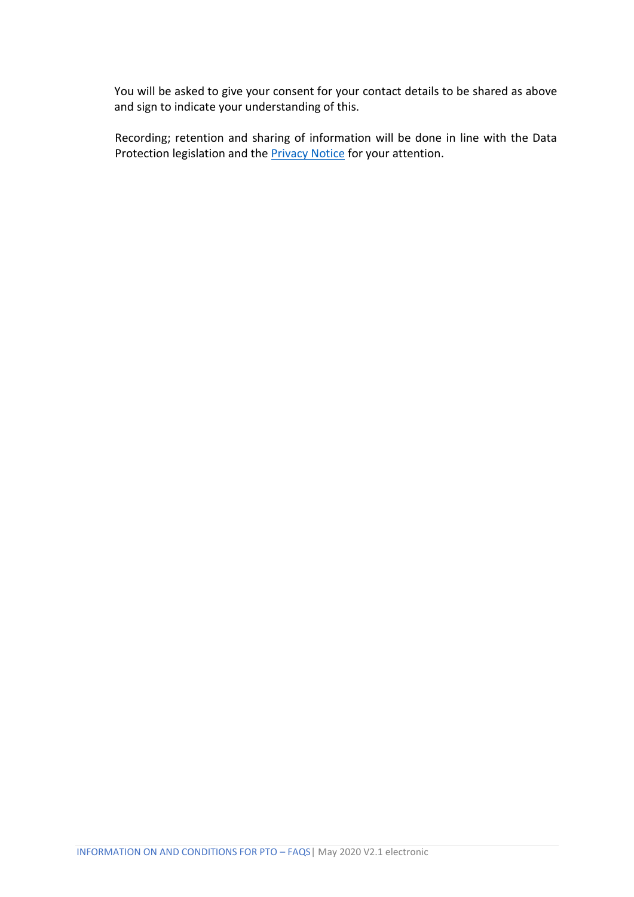You will be asked to give your consent for your contact details to be shared as above and sign to indicate your understanding of this.

Recording; retention and sharing of information will be done in line with the Data Protection legislation and the Privacy Notice for your attention.